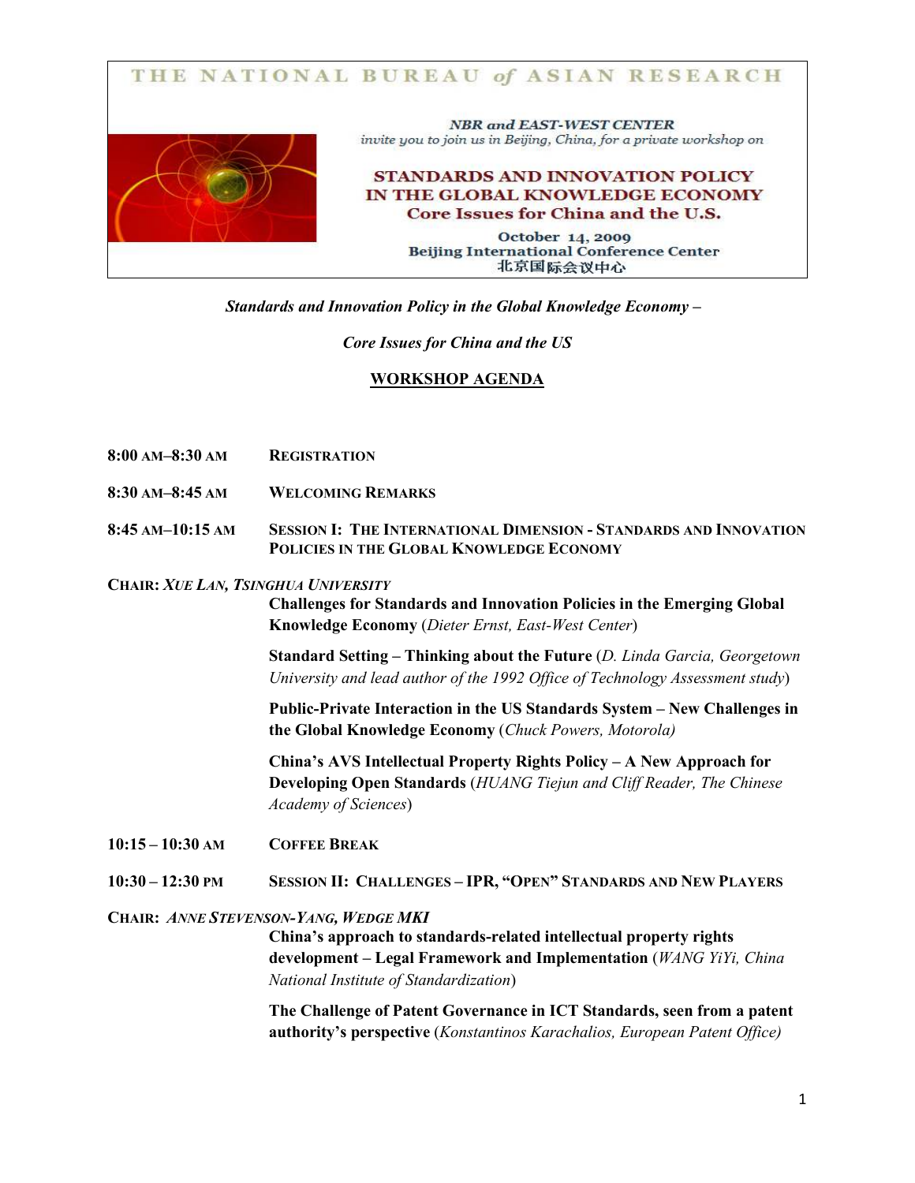THE NATIONAL BUREAU *of* ASIAN RESEARCH

*NBR and EAST-WEST CENTER*
*invite you to join us in Beijing, China, for a private workshop on*

**STANDARDS AND INNOVATION POLICY IN THE GLOBAL KNOWLEDGE ECONOMY**
**Core Issues for China and the U.S.**

October 14, 2009
Beijing International Conference Center
北京国际会议中心

***Standards and Innovation Policy in the Global Knowledge Economy –***

***Core Issues for China and the US***

## WORKSHOP AGENDA

**8:00 AM–8:30 AM** **REGISTRATION**

**8:30 AM–8:45 AM** **WELCOMING REMARKS**

**8:45 AM–10:15 AM** **SESSION I: THE INTERNATIONAL DIMENSION - STANDARDS AND INNOVATION POLICIES IN THE GLOBAL KNOWLEDGE ECONOMY**

**CHAIR:** ***XUE LAN, TSINGHUA UNIVERSITY***

**Challenges for Standards and Innovation Policies in the Emerging Global Knowledge Economy** (*Dieter Ernst, East-West Center*)

**Standard Setting – Thinking about the Future** (*D. Linda Garcia, Georgetown University and lead author of the 1992 Office of Technology Assessment study*)

**Public-Private Interaction in the US Standards System – New Challenges in the Global Knowledge Economy** (*Chuck Powers, Motorola)*

**China's AVS Intellectual Property Rights Policy – A New Approach for Developing Open Standards** (*HUANG Tiejun and Cliff Reader, The Chinese Academy of Sciences*)

**10:15 – 10:30 AM** **COFFEE BREAK**

**10:30 – 12:30 PM** **SESSION II: CHALLENGES – IPR, "OPEN" STANDARDS AND NEW PLAYERS**

**CHAIR:** ***ANNE STEVENSON-YANG, WEDGE MKI***

**China's approach to standards-related intellectual property rights development – Legal Framework and Implementation** (*WANG YiYi, China National Institute of Standardization*)

**The Challenge of Patent Governance in ICT Standards, seen from a patent authority's perspective** (*Konstantinos Karachalios, European Patent Office)*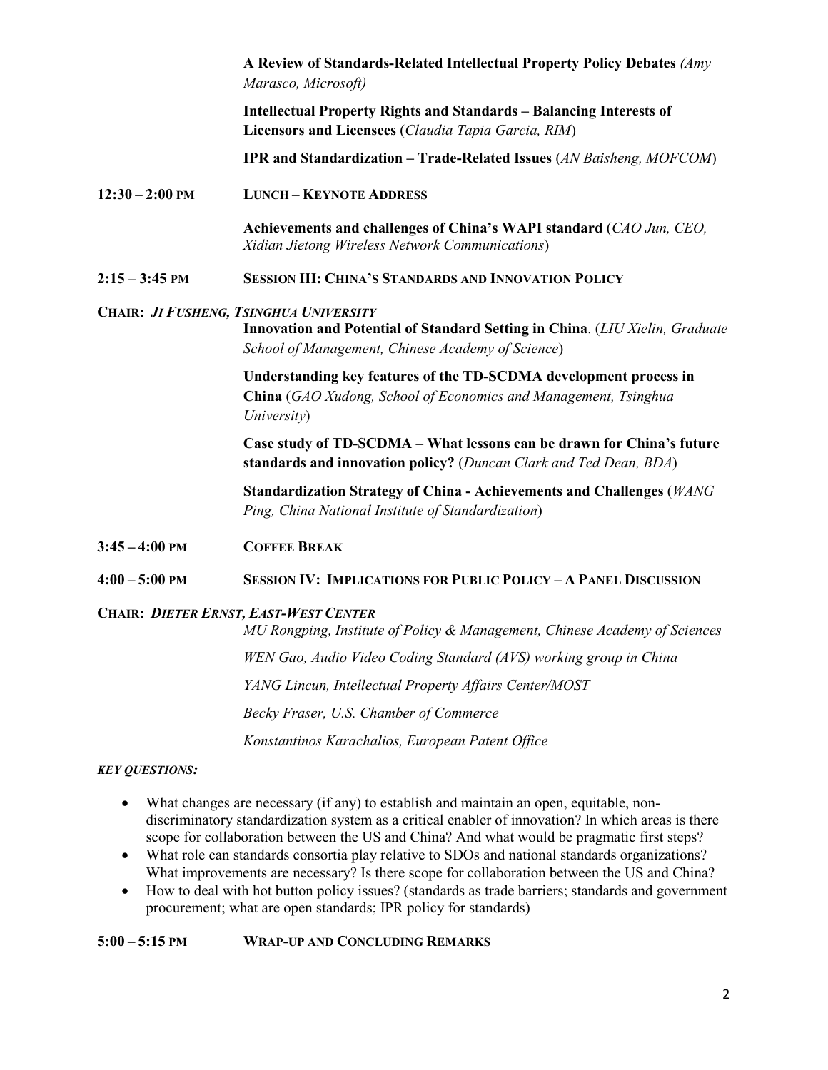**A Review of Standards-Related Intellectual Property Policy Debates** *(Amy Marasco, Microsoft)*

**Intellectual Property Rights and Standards – Balancing Interests of Licensors and Licensees** (*Claudia Tapia Garcia, RIM*)

**IPR and Standardization – Trade-Related Issues** (*AN Baisheng, MOFCOM*)

**12:30 – 2:00 PM** **LUNCH – KEYNOTE ADDRESS**

**Achievements and challenges of China's WAPI standard** (*CAO Jun, CEO, Xidian Jietong Wireless Network Communications*)

**2:15 – 3:45 PM** **SESSION III: CHINA'S STANDARDS AND INNOVATION POLICY**

**CHAIR: *JI FUSHENG, TSINGHUA UNIVERSITY***

**Innovation and Potential of Standard Setting in China**. (*LIU Xielin, Graduate School of Management, Chinese Academy of Science*)

**Understanding key features of the TD-SCDMA development process in China** (*GAO Xudong, School of Economics and Management, Tsinghua University*)

**Case study of TD-SCDMA – What lessons can be drawn for China's future standards and innovation policy?** (*Duncan Clark and Ted Dean, BDA*)

**Standardization Strategy of China - Achievements and Challenges** (*WANG Ping, China National Institute of Standardization*)

**3:45 – 4:00 PM** **COFFEE BREAK**

**4:00 – 5:00 PM** **SESSION IV: IMPLICATIONS FOR PUBLIC POLICY – A PANEL DISCUSSION**

**CHAIR: *DIETER ERNST, EAST-WEST CENTER***

*MU Rongping, Institute of Policy & Management, Chinese Academy of Sciences*

*WEN Gao, Audio Video Coding Standard (AVS) working group in China*

*YANG Lincun, Intellectual Property Affairs Center/MOST*

*Becky Fraser, U.S. Chamber of Commerce*

*Konstantinos Karachalios, European Patent Office*

***KEY QUESTIONS:***

- What changes are necessary (if any) to establish and maintain an open, equitable, non-discriminatory standardization system as a critical enabler of innovation? In which areas is there scope for collaboration between the US and China? And what would be pragmatic first steps?
- What role can standards consortia play relative to SDOs and national standards organizations? What improvements are necessary? Is there scope for collaboration between the US and China?
- How to deal with hot button policy issues? (standards as trade barriers; standards and government procurement; what are open standards; IPR policy for standards)

**5:00 – 5:15 PM** **WRAP-UP AND CONCLUDING REMARKS**